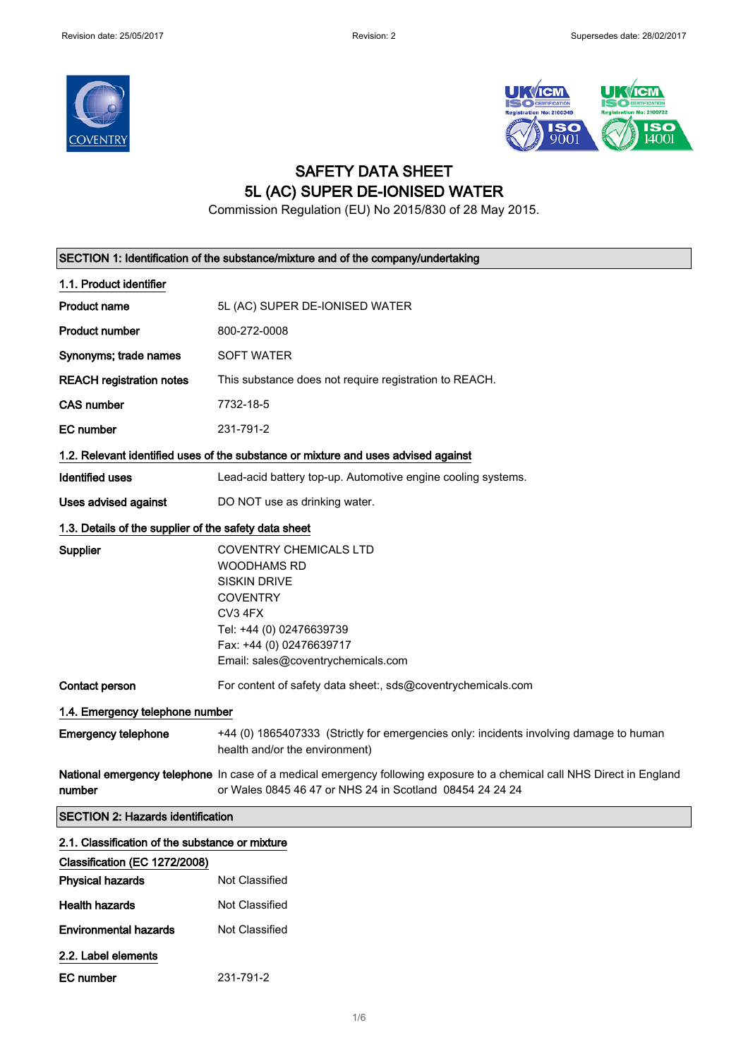# SAFETY DATA SHEET
# 5L (AC) SUPER DE-IONISED WATER

Commission Regulation (EU) No 2015/830 of 28 May 2015.

## SECTION 1: Identification of the substance/mixture and of the company/undertaking

### 1.1. Product identifier

| | |
|---|---|
| **Product name** | 5L (AC) SUPER DE-IONISED WATER |
| **Product number** | 800-272-0008 |
| **Synonyms; trade names** | SOFT WATER |
| **REACH registration notes** | This substance does not require registration to REACH. |
| **CAS number** | 7732-18-5 |
| **EC number** | 231-791-2 |

### 1.2. Relevant identified uses of the substance or mixture and uses advised against

| | |
|---|---|
| **Identified uses** | Lead-acid battery top-up. Automotive engine cooling systems. |
| **Uses advised against** | DO NOT use as drinking water. |

### 1.3. Details of the supplier of the safety data sheet

**Supplier**

COVENTRY CHEMICALS LTD
WOODHAMS RD
SISKIN DRIVE
COVENTRY
CV3 4FX
Tel: +44 (0) 02476639739
Fax: +44 (0) 02476639717
Email: sales@coventrychemicals.com

**Contact person** For content of safety data sheet:, sds@coventrychemicals.com

### 1.4. Emergency telephone number

**Emergency telephone** +44 (0) 1865407333 (Strictly for emergencies only: incidents involving damage to human health and/or the environment)

**National emergency telephone number** In case of a medical emergency following exposure to a chemical call NHS Direct in England or Wales 0845 46 47 or NHS 24 in Scotland 08454 24 24 24

## SECTION 2: Hazards identification

### 2.1. Classification of the substance or mixture

**Classification (EC 1272/2008)**

| | |
|---|---|
| **Physical hazards** | Not Classified |
| **Health hazards** | Not Classified |
| **Environmental hazards** | Not Classified |

### 2.2. Label elements

**EC number** 231-791-2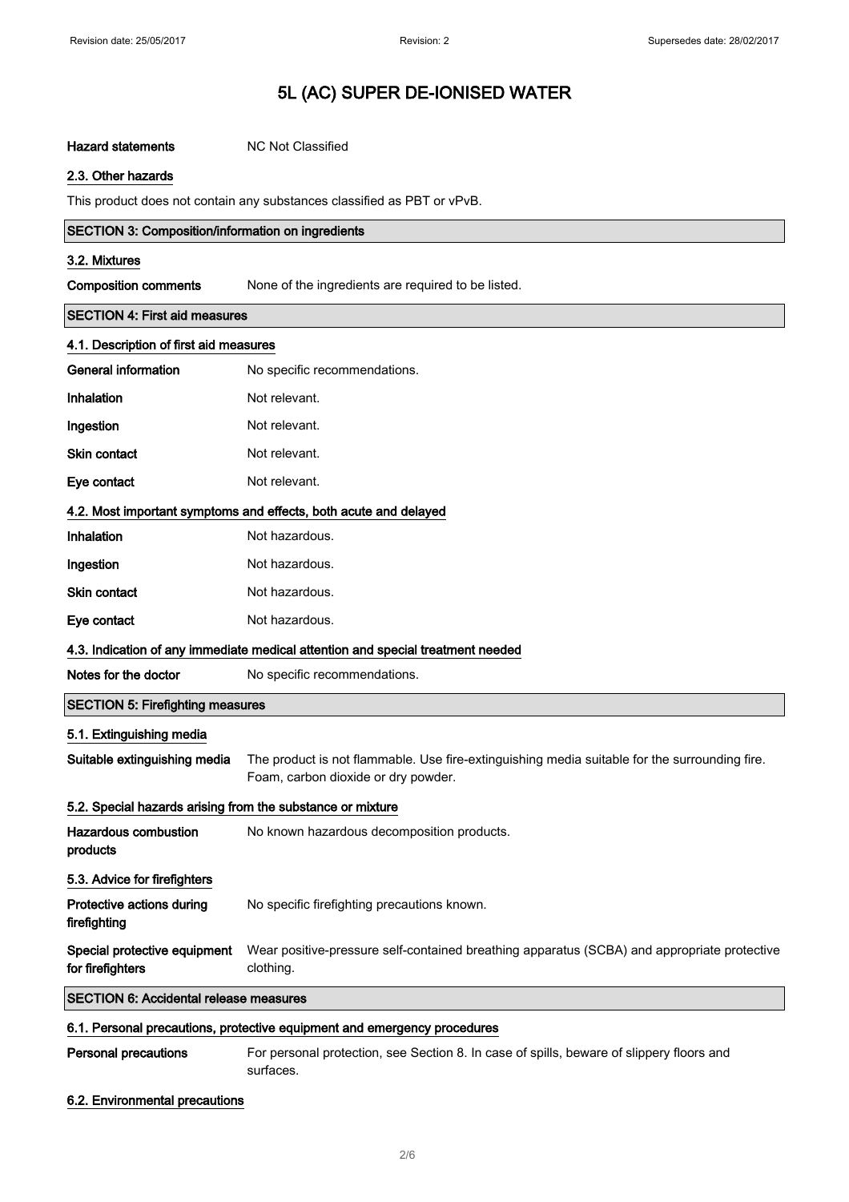# 5L (AC) SUPER DE-IONISED WATER

| | |
|---|---|
| **Hazard statements** | NC Not Classified |

### 2.3. Other hazards

This product does not contain any substances classified as PBT or vPvB.

## SECTION 3: Composition/information on ingredients

### 3.2. Mixtures

| | |
|---|---|
| **Composition comments** | None of the ingredients are required to be listed. |

## SECTION 4: First aid measures

### 4.1. Description of first aid measures

| | |
|---|---|
| **General information** | No specific recommendations. |
| **Inhalation** | Not relevant. |
| **Ingestion** | Not relevant. |
| **Skin contact** | Not relevant. |
| **Eye contact** | Not relevant. |

### 4.2. Most important symptoms and effects, both acute and delayed

| | |
|---|---|
| **Inhalation** | Not hazardous. |
| **Ingestion** | Not hazardous. |
| **Skin contact** | Not hazardous. |
| **Eye contact** | Not hazardous. |

### 4.3. Indication of any immediate medical attention and special treatment needed

| | |
|---|---|
| **Notes for the doctor** | No specific recommendations. |

## SECTION 5: Firefighting measures

### 5.1. Extinguishing media

| | |
|---|---|
| **Suitable extinguishing media** | The product is not flammable. Use fire-extinguishing media suitable for the surrounding fire. Foam, carbon dioxide or dry powder. |

### 5.2. Special hazards arising from the substance or mixture

| | |
|---|---|
| **Hazardous combustion products** | No known hazardous decomposition products. |

### 5.3. Advice for firefighters

| | |
|---|---|
| **Protective actions during firefighting** | No specific firefighting precautions known. |
| **Special protective equipment for firefighters** | Wear positive-pressure self-contained breathing apparatus (SCBA) and appropriate protective clothing. |

## SECTION 6: Accidental release measures

### 6.1. Personal precautions, protective equipment and emergency procedures

| | |
|---|---|
| **Personal precautions** | For personal protection, see Section 8. In case of spills, beware of slippery floors and surfaces. |

### 6.2. Environmental precautions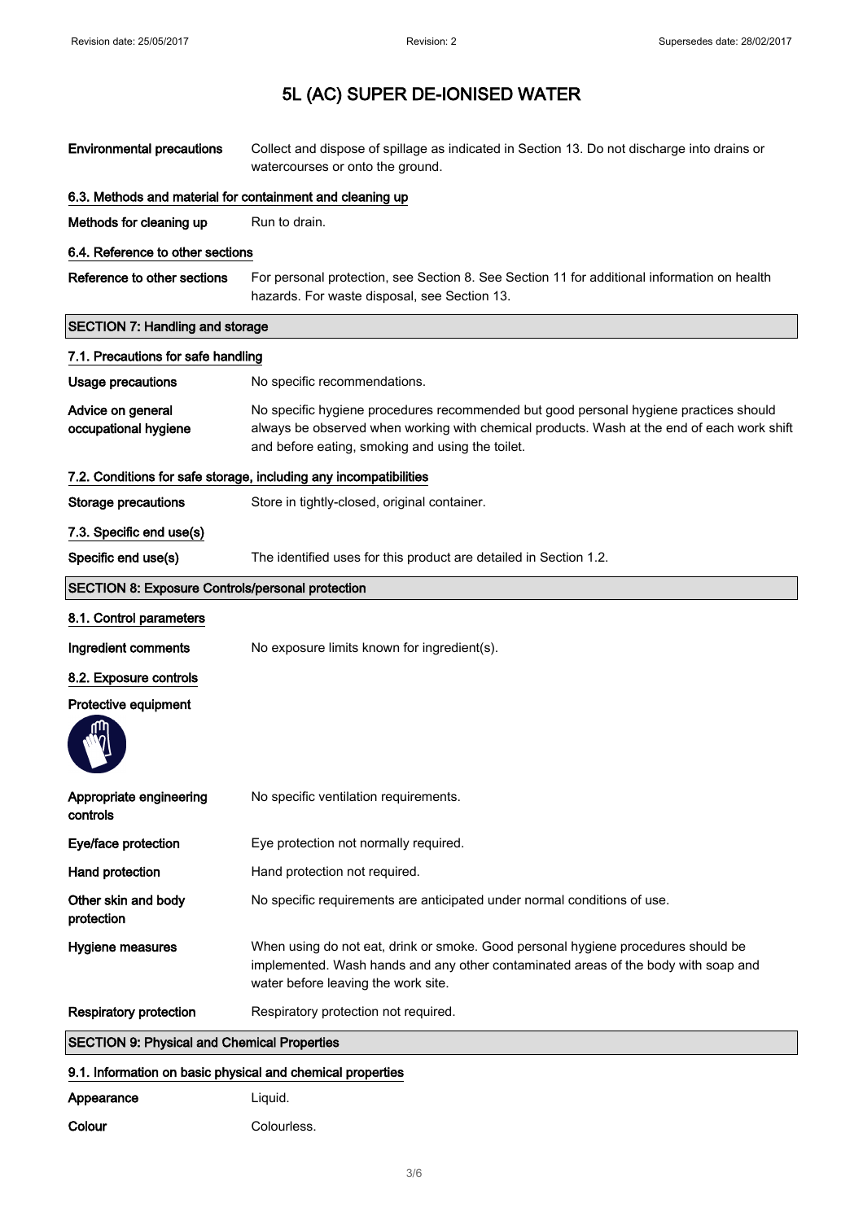# 5L (AC) SUPER DE-IONISED WATER

| | |
|---|---|
| **Environmental precautions** | Collect and dispose of spillage as indicated in Section 13. Do not discharge into drains or watercourses or onto the ground. |

### 6.3. Methods and material for containment and cleaning up

| | |
|---|---|
| **Methods for cleaning up** | Run to drain. |

### 6.4. Reference to other sections

| | |
|---|---|
| **Reference to other sections** | For personal protection, see Section 8. See Section 11 for additional information on health hazards. For waste disposal, see Section 13. |

## SECTION 7: Handling and storage

### 7.1. Precautions for safe handling

| | |
|---|---|
| **Usage precautions** | No specific recommendations. |
| **Advice on general occupational hygiene** | No specific hygiene procedures recommended but good personal hygiene practices should always be observed when working with chemical products. Wash at the end of each work shift and before eating, smoking and using the toilet. |

### 7.2. Conditions for safe storage, including any incompatibilities

| | |
|---|---|
| **Storage precautions** | Store in tightly-closed, original container. |

### 7.3. Specific end use(s)

| | |
|---|---|
| **Specific end use(s)** | The identified uses for this product are detailed in Section 1.2. |

## SECTION 8: Exposure Controls/personal protection

### 8.1. Control parameters

| | |
|---|---|
| **Ingredient comments** | No exposure limits known for ingredient(s). |

### 8.2. Exposure controls

**Protective equipment**

| | |
|---|---|
| **Appropriate engineering controls** | No specific ventilation requirements. |
| **Eye/face protection** | Eye protection not normally required. |
| **Hand protection** | Hand protection not required. |
| **Other skin and body protection** | No specific requirements are anticipated under normal conditions of use. |
| **Hygiene measures** | When using do not eat, drink or smoke. Good personal hygiene procedures should be implemented. Wash hands and any other contaminated areas of the body with soap and water before leaving the work site. |
| **Respiratory protection** | Respiratory protection not required. |

## SECTION 9: Physical and Chemical Properties

### 9.1. Information on basic physical and chemical properties

| | |
|---|---|
| **Appearance** | Liquid. |
| **Colour** | Colourless. |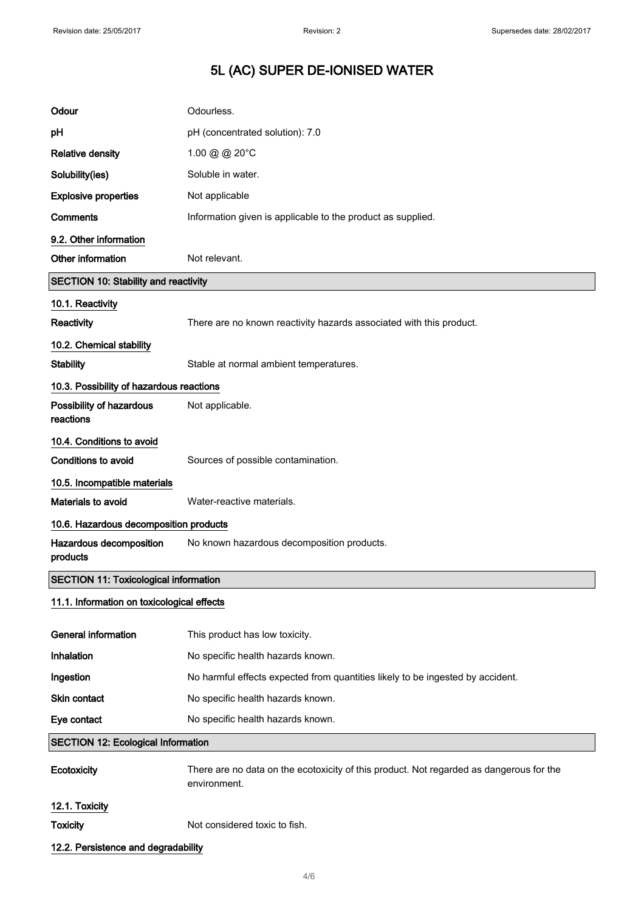# 5L (AC) SUPER DE-IONISED WATER

| | |
|---|---|
| **Odour** | Odourless. |
| **pH** | pH (concentrated solution): 7.0 |
| **Relative density** | 1.00 @ @ 20°C |
| **Solubility(ies)** | Soluble in water. |
| **Explosive properties** | Not applicable |
| **Comments** | Information given is applicable to the product as supplied. |

### 9.2. Other information

| | |
|---|---|
| **Other information** | Not relevant. |

## SECTION 10: Stability and reactivity

### 10.1. Reactivity

| | |
|---|---|
| **Reactivity** | There are no known reactivity hazards associated with this product. |

### 10.2. Chemical stability

| | |
|---|---|
| **Stability** | Stable at normal ambient temperatures. |

### 10.3. Possibility of hazardous reactions

| | |
|---|---|
| **Possibility of hazardous reactions** | Not applicable. |

### 10.4. Conditions to avoid

| | |
|---|---|
| **Conditions to avoid** | Sources of possible contamination. |

### 10.5. Incompatible materials

| | |
|---|---|
| **Materials to avoid** | Water-reactive materials. |

### 10.6. Hazardous decomposition products

| | |
|---|---|
| **Hazardous decomposition products** | No known hazardous decomposition products. |

## SECTION 11: Toxicological information

### 11.1. Information on toxicological effects

| | |
|---|---|
| **General information** | This product has low toxicity. |
| **Inhalation** | No specific health hazards known. |
| **Ingestion** | No harmful effects expected from quantities likely to be ingested by accident. |
| **Skin contact** | No specific health hazards known. |
| **Eye contact** | No specific health hazards known. |

## SECTION 12: Ecological Information

| | |
|---|---|
| **Ecotoxicity** | There are no data on the ecotoxicity of this product. Not regarded as dangerous for the environment. |

### 12.1. Toxicity

| | |
|---|---|
| **Toxicity** | Not considered toxic to fish. |

### 12.2. Persistence and degradability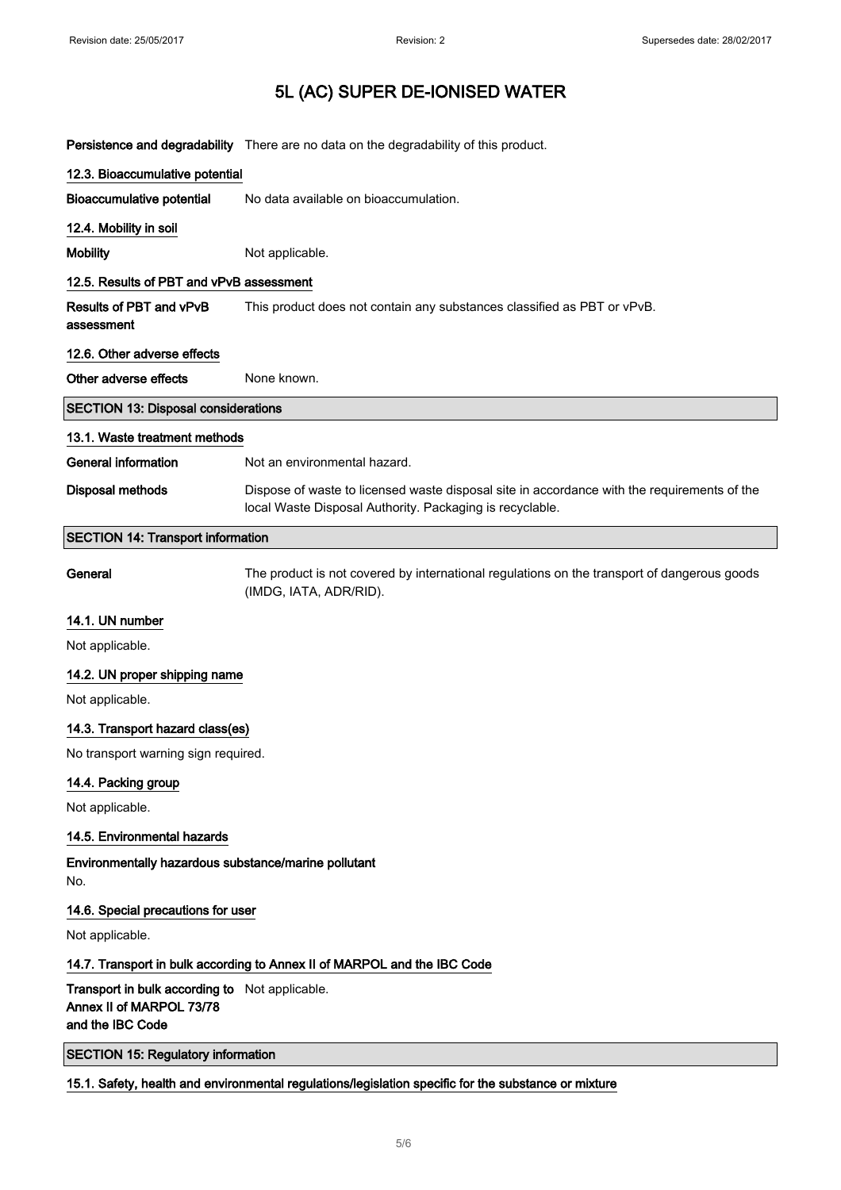**Persistence and degradability** There are no data on the degradability of this product.

### 12.3. Bioaccumulative potential

**Bioaccumulative potential** No data available on bioaccumulation.

### 12.4. Mobility in soil

**Mobility** Not applicable.

### 12.5. Results of PBT and vPvB assessment

**Results of PBT and vPvB assessment** This product does not contain any substances classified as PBT or vPvB.

### 12.6. Other adverse effects

**Other adverse effects** None known.

## SECTION 13: Disposal considerations

### 13.1. Waste treatment methods

**General information** Not an environmental hazard.

**Disposal methods** Dispose of waste to licensed waste disposal site in accordance with the requirements of the local Waste Disposal Authority. Packaging is recyclable.

## SECTION 14: Transport information

**General** The product is not covered by international regulations on the transport of dangerous goods (IMDG, IATA, ADR/RID).

### 14.1. UN number

Not applicable.

### 14.2. UN proper shipping name

Not applicable.

### 14.3. Transport hazard class(es)

No transport warning sign required.

### 14.4. Packing group

Not applicable.

### 14.5. Environmental hazards

**Environmentally hazardous substance/marine pollutant**

No.

### 14.6. Special precautions for user

Not applicable.

### 14.7. Transport in bulk according to Annex II of MARPOL and the IBC Code

**Transport in bulk according to Annex II of MARPOL 73/78 and the IBC Code** Not applicable.

## SECTION 15: Regulatory information

### 15.1. Safety, health and environmental regulations/legislation specific for the substance or mixture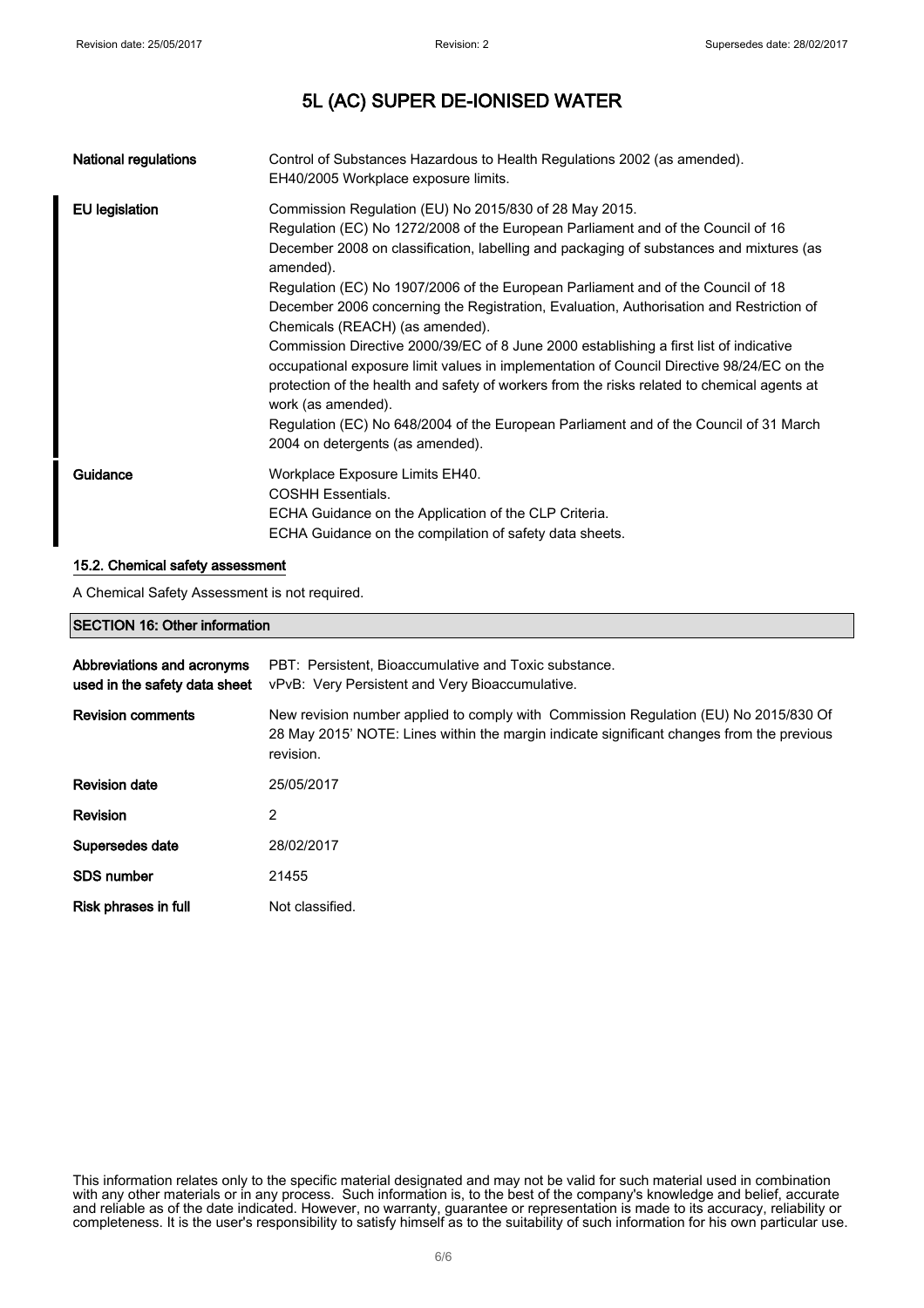# 5L (AC) SUPER DE-IONISED WATER

| | |
|---|---|
| **National regulations** | Control of Substances Hazardous to Health Regulations 2002 (as amended). EH40/2005 Workplace exposure limits. |
| **EU legislation** | Commission Regulation (EU) No 2015/830 of 28 May 2015. Regulation (EC) No 1272/2008 of the European Parliament and of the Council of 16 December 2008 on classification, labelling and packaging of substances and mixtures (as amended). Regulation (EC) No 1907/2006 of the European Parliament and of the Council of 18 December 2006 concerning the Registration, Evaluation, Authorisation and Restriction of Chemicals (REACH) (as amended). Commission Directive 2000/39/EC of 8 June 2000 establishing a first list of indicative occupational exposure limit values in implementation of Council Directive 98/24/EC on the protection of the health and safety of workers from the risks related to chemical agents at work (as amended). Regulation (EC) No 648/2004 of the European Parliament and of the Council of 31 March 2004 on detergents (as amended). |
| **Guidance** | Workplace Exposure Limits EH40. COSHH Essentials. ECHA Guidance on the Application of the CLP Criteria. ECHA Guidance on the compilation of safety data sheets. |

### 15.2. Chemical safety assessment

A Chemical Safety Assessment is not required.

## SECTION 16: Other information

| | |
|---|---|
| **Abbreviations and acronyms used in the safety data sheet** | PBT: Persistent, Bioaccumulative and Toxic substance. vPvB: Very Persistent and Very Bioaccumulative. |
| **Revision comments** | New revision number applied to comply with Commission Regulation (EU) No 2015/830 Of 28 May 2015' NOTE: Lines within the margin indicate significant changes from the previous revision. |
| **Revision date** | 25/05/2017 |
| **Revision** | 2 |
| **Supersedes date** | 28/02/2017 |
| **SDS number** | 21455 |
| **Risk phrases in full** | Not classified. |

This information relates only to the specific material designated and may not be valid for such material used in combination with any other materials or in any process. Such information is, to the best of the company's knowledge and belief, accurate and reliable as of the date indicated. However, no warranty, guarantee or representation is made to its accuracy, reliability or completeness. It is the user's responsibility to satisfy himself as to the suitability of such information for his own particular use.